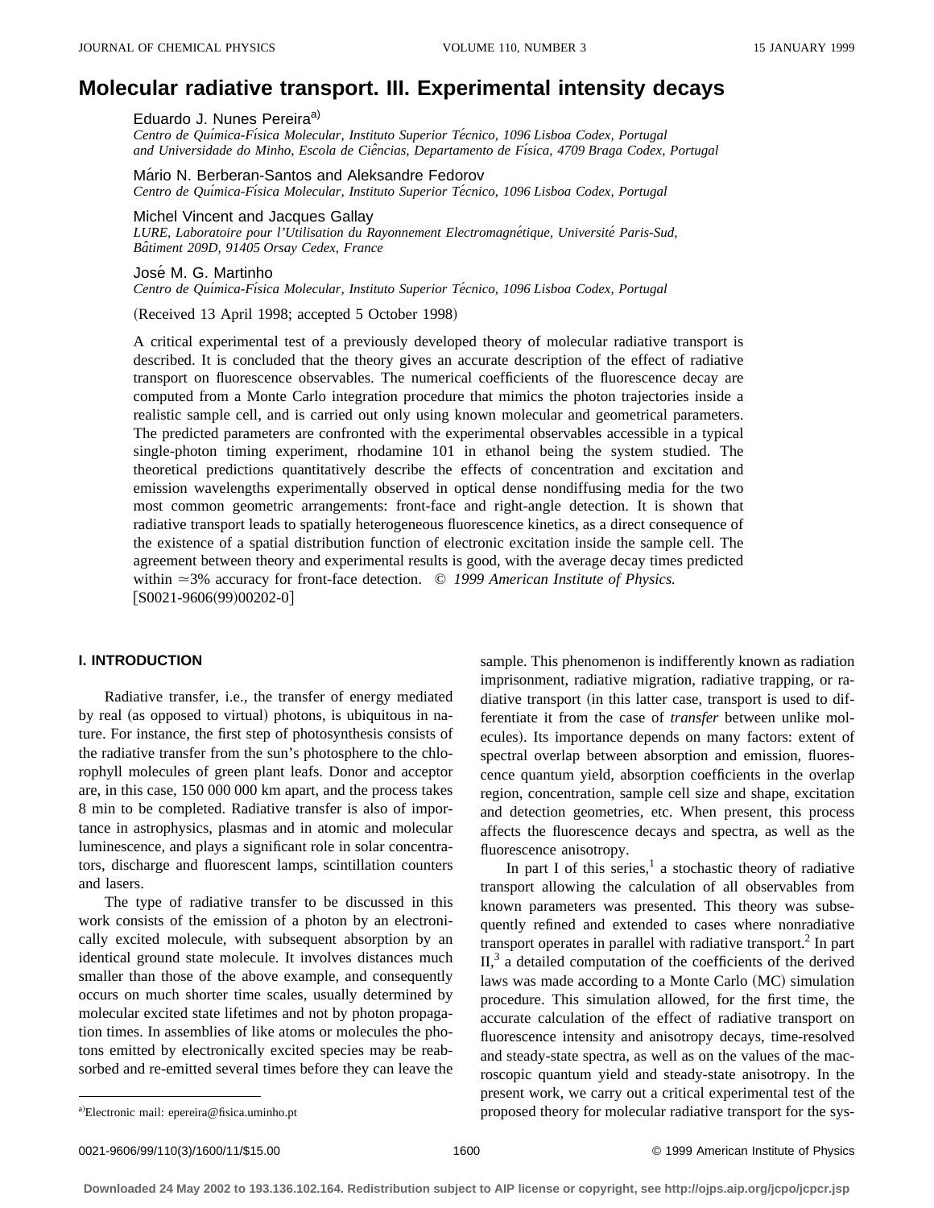# Molecular radiative transport. III. Experimental intensity decays

Eduardo J. Nunes Pereira[a)]
*Centro de Química-Física Molecular, Instituto Superior Técnico, 1096 Lisboa Codex, Portugal and Universidade do Minho, Escola de Ciências, Departamento de Física, 4709 Braga Codex, Portugal*

Mário N. Berberan-Santos and Aleksandre Fedorov
*Centro de Química-Física Molecular, Instituto Superior Técnico, 1096 Lisboa Codex, Portugal*

Michel Vincent and Jacques Gallay
*LURE, Laboratoire pour l'Utilisation du Rayonnement Electromagnétique, Université Paris-Sud, Bâtiment 209D, 91405 Orsay Cedex, France*

José M. G. Martinho
*Centro de Química-Física Molecular, Instituto Superior Técnico, 1096 Lisboa Codex, Portugal*

(Received 13 April 1998; accepted 5 October 1998)

A critical experimental test of a previously developed theory of molecular radiative transport is described. It is concluded that the theory gives an accurate description of the effect of radiative transport on fluorescence observables. The numerical coefficients of the fluorescence decay are computed from a Monte Carlo integration procedure that mimics the photon trajectories inside a realistic sample cell, and is carried out only using known molecular and geometrical parameters. The predicted parameters are confronted with the experimental observables accessible in a typical single-photon timing experiment, rhodamine 101 in ethanol being the system studied. The theoretical predictions quantitatively describe the effects of concentration and excitation and emission wavelengths experimentally observed in optical dense nondiffusing media for the two most common geometric arrangements: front-face and right-angle detection. It is shown that radiative transport leads to spatially heterogeneous fluorescence kinetics, as a direct consequence of the existence of a spatial distribution function of electronic excitation inside the sample cell. The agreement between theory and experimental results is good, with the average decay times predicted within ≃3% accuracy for front-face detection. © *1999 American Institute of Physics.* [S0021-9606(99)00202-0]

## I. INTRODUCTION

Radiative transfer, i.e., the transfer of energy mediated by real (as opposed to virtual) photons, is ubiquitous in nature. For instance, the first step of photosynthesis consists of the radiative transfer from the sun's photosphere to the chlorophyll molecules of green plant leafs. Donor and acceptor are, in this case, 150 000 000 km apart, and the process takes 8 min to be completed. Radiative transfer is also of importance in astrophysics, plasmas and in atomic and molecular luminescence, and plays a significant role in solar concentrators, discharge and fluorescent lamps, scintillation counters and lasers.

The type of radiative transfer to be discussed in this work consists of the emission of a photon by an electronically excited molecule, with subsequent absorption by an identical ground state molecule. It involves distances much smaller than those of the above example, and consequently occurs on much shorter time scales, usually determined by molecular excited state lifetimes and not by photon propagation times. In assemblies of like atoms or molecules the photons emitted by electronically excited species may be reabsorbed and re-emitted several times before they can leave the sample. This phenomenon is indifferently known as radiation imprisonment, radiative migration, radiative trapping, or radiative transport (in this latter case, transport is used to differentiate it from the case of *transfer* between unlike molecules). Its importance depends on many factors: extent of spectral overlap between absorption and emission, fluorescence quantum yield, absorption coefficients in the overlap region, concentration, sample cell size and shape, excitation and detection geometries, etc. When present, this process affects the fluorescence decays and spectra, as well as the fluorescence anisotropy.

In part I of this series,[1] a stochastic theory of radiative transport allowing the calculation of all observables from known parameters was presented. This theory was subsequently refined and extended to cases where nonradiative transport operates in parallel with radiative transport.[2] In part II,[3] a detailed computation of the coefficients of the derived laws was made according to a Monte Carlo (MC) simulation procedure. This simulation allowed, for the first time, the accurate calculation of the effect of radiative transport on fluorescence intensity and anisotropy decays, time-resolved and steady-state spectra, as well as on the values of the macroscopic quantum yield and steady-state anisotropy. In the present work, we carry out a critical experimental test of the proposed theory for molecular radiative transport for the sys-

[a)]Electronic mail: epereira@fisica.uminho.pt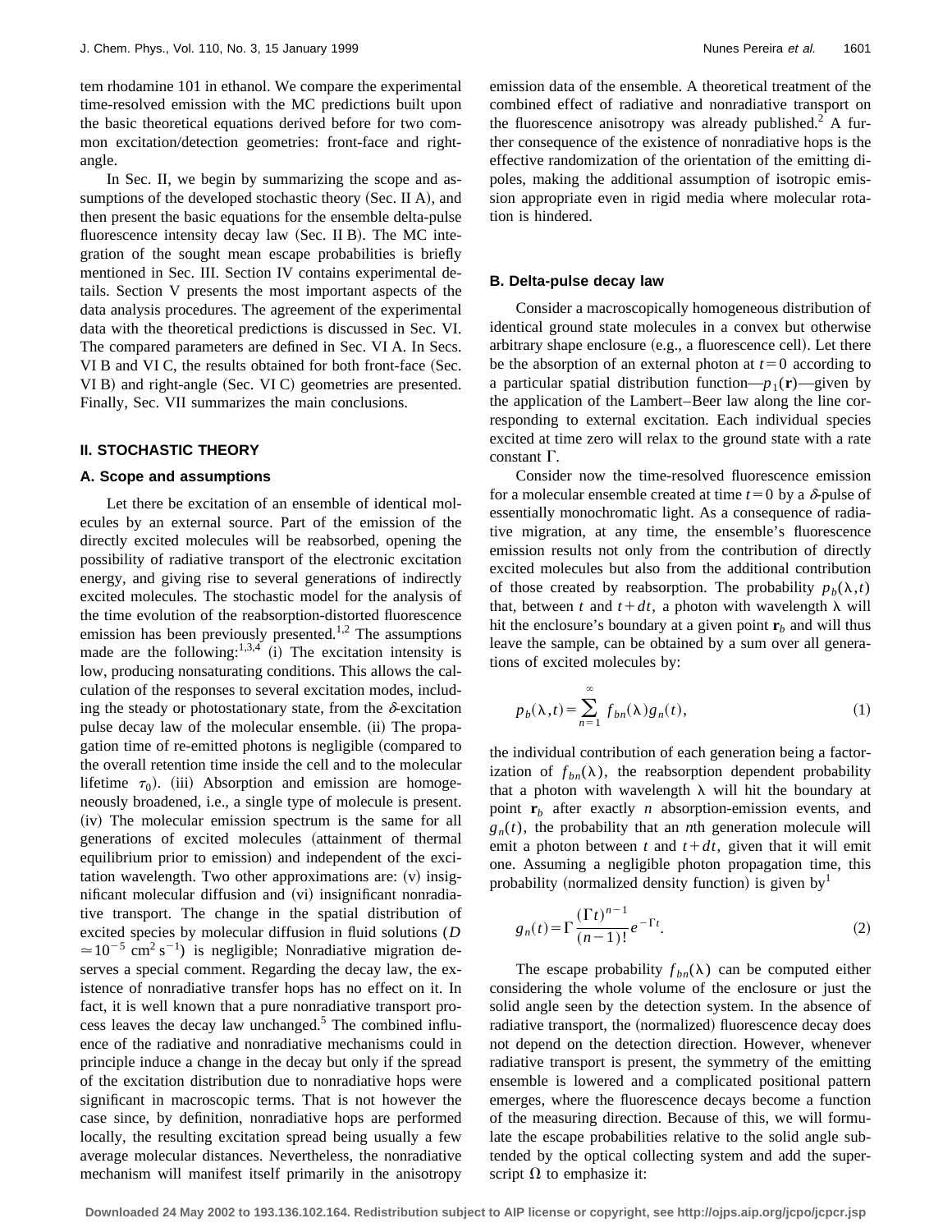tem rhodamine 101 in ethanol. We compare the experimental time-resolved emission with the MC predictions built upon the basic theoretical equations derived before for two common excitation/detection geometries: front-face and right-angle.

In Sec. II, we begin by summarizing the scope and assumptions of the developed stochastic theory (Sec. II A), and then present the basic equations for the ensemble delta-pulse fluorescence intensity decay law (Sec. II B). The MC integration of the sought mean escape probabilities is briefly mentioned in Sec. III. Section IV contains experimental details. Section V presents the most important aspects of the data analysis procedures. The agreement of the experimental data with the theoretical predictions is discussed in Sec. VI. The compared parameters are defined in Sec. VI A. In Secs. VI B and VI C, the results obtained for both front-face (Sec. VI B) and right-angle (Sec. VI C) geometries are presented. Finally, Sec. VII summarizes the main conclusions.

## II. STOCHASTIC THEORY

### A. Scope and assumptions

Let there be excitation of an ensemble of identical molecules by an external source. Part of the emission of the directly excited molecules will be reabsorbed, opening the possibility of radiative transport of the electronic excitation energy, and giving rise to several generations of indirectly excited molecules. The stochastic model for the analysis of the time evolution of the reabsorption-distorted fluorescence emission has been previously presented.[1,2] The assumptions made are the following:[1,3,4] (i) The excitation intensity is low, producing nonsaturating conditions. This allows the calculation of the responses to several excitation modes, including the steady or photostationary state, from the $\delta$-excitation pulse decay law of the molecular ensemble. (ii) The propagation time of re-emitted photons is negligible (compared to the overall retention time inside the cell and to the molecular lifetime $\tau_0$). (iii) Absorption and emission are homogeneously broadened, i.e., a single type of molecule is present. (iv) The molecular emission spectrum is the same for all generations of excited molecules (attainment of thermal equilibrium prior to emission) and independent of the excitation wavelength. Two other approximations are: (v) insignificant molecular diffusion and (vi) insignificant nonradiative transport. The change in the spatial distribution of excited species by molecular diffusion in fluid solutions ($D \simeq 10^{-5}\ \mathrm{cm^2\,s^{-1}}$) is negligible; Nonradiative migration deserves a special comment. Regarding the decay law, the existence of nonradiative transfer hops has no effect on it. In fact, it is well known that a pure nonradiative transport process leaves the decay law unchanged.[5] The combined influence of the radiative and nonradiative mechanisms could in principle induce a change in the decay but only if the spread of the excitation distribution due to nonradiative hops were significant in macroscopic terms. That is not however the case since, by definition, nonradiative hops are performed locally, the resulting excitation spread being usually a few average molecular distances. Nevertheless, the nonradiative mechanism will manifest itself primarily in the anisotropy emission data of the ensemble. A theoretical treatment of the combined effect of radiative and nonradiative transport on the fluorescence anisotropy was already published.[2] A further consequence of the existence of nonradiative hops is the effective randomization of the orientation of the emitting dipoles, making the additional assumption of isotropic emission appropriate even in rigid media where molecular rotation is hindered.

### B. Delta-pulse decay law

Consider a macroscopically homogeneous distribution of identical ground state molecules in a convex but otherwise arbitrary shape enclosure (e.g., a fluorescence cell). Let there be the absorption of an external photon at $t=0$ according to a particular spatial distribution function—$p_1(\mathbf{r})$—given by the application of the Lambert–Beer law along the line corresponding to external excitation. Each individual species excited at time zero will relax to the ground state with a rate constant $\Gamma$.

Consider now the time-resolved fluorescence emission for a molecular ensemble created at time $t=0$ by a $\delta$-pulse of essentially monochromatic light. As a consequence of radiative migration, at any time, the ensemble's fluorescence emission results not only from the contribution of directly excited molecules but also from the additional contribution of those created by reabsorption. The probability $p_b(\lambda,t)$ that, between $t$ and $t+dt$, a photon with wavelength $\lambda$ will hit the enclosure's boundary at a given point $\mathbf{r}_b$ and will thus leave the sample, can be obtained by a sum over all generations of excited molecules by:

$$p_b(\lambda,t)=\sum_{n=1}^{\infty} f_{bn}(\lambda)g_n(t), \tag{1}$$

the individual contribution of each generation being a factorization of $f_{bn}(\lambda)$, the reabsorption dependent probability that a photon with wavelength $\lambda$ will hit the boundary at point $\mathbf{r}_b$ after exactly $n$ absorption-emission events, and $g_n(t)$, the probability that an $n$th generation molecule will emit a photon between $t$ and $t+dt$, given that it will emit one. Assuming a negligible photon propagation time, this probability (normalized density function) is given by[1]

$$g_n(t)=\Gamma\frac{(\Gamma t)^{n-1}}{(n-1)!}e^{-\Gamma t}. \tag{2}$$

The escape probability $f_{bn}(\lambda)$ can be computed either considering the whole volume of the enclosure or just the solid angle seen by the detection system. In the absence of radiative transport, the (normalized) fluorescence decay does not depend on the detection direction. However, whenever radiative transport is present, the symmetry of the emitting ensemble is lowered and a complicated positional pattern emerges, where the fluorescence decays become a function of the measuring direction. Because of this, we will formulate the escape probabilities relative to the solid angle subtended by the optical collecting system and add the superscript $\Omega$ to emphasize it: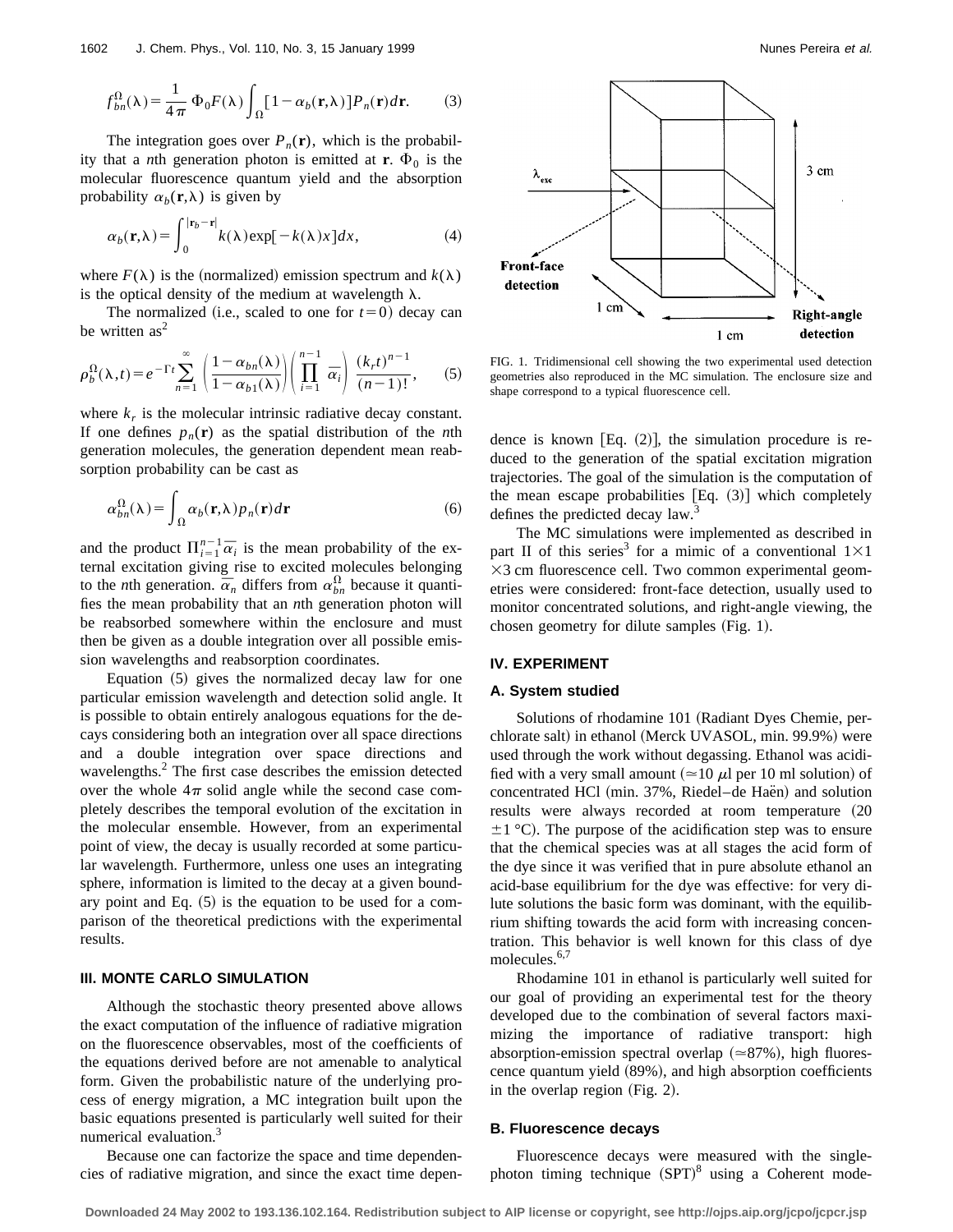$$f_{bn}^{\Omega}(\lambda)=\frac{1}{4\pi}\,\Phi_0 F(\lambda)\int_{\Omega}[1-\alpha_b(\mathbf{r},\lambda)]P_n(\mathbf{r})d\mathbf{r}. \qquad (3)$$

The integration goes over $P_n(\mathbf{r})$, which is the probability that a $n$th generation photon is emitted at $\mathbf{r}$. $\Phi_0$ is the molecular fluorescence quantum yield and the absorption probability $\alpha_b(\mathbf{r},\lambda)$ is given by

$$\alpha_b(\mathbf{r},\lambda)=\int_0^{|\mathbf{r}_b-\mathbf{r}|}k(\lambda)\exp[-k(\lambda)x]dx, \qquad (4)$$

where $F(\lambda)$ is the (normalized) emission spectrum and $k(\lambda)$ is the optical density of the medium at wavelength $\lambda$.

The normalized (i.e., scaled to one for $t=0$) decay can be written as[2]

$$\rho_b^{\Omega}(\lambda,t)=e^{-\Gamma t}\sum_{n=1}^{\infty}\left(\frac{1-\alpha_{bn}(\lambda)}{1-\alpha_{b1}(\lambda)}\right)\left(\prod_{i=1}^{n-1}\overline{\alpha_i}\right)\frac{(k_r t)^{n-1}}{(n-1)!}, \qquad (5)$$

where $k_r$ is the molecular intrinsic radiative decay constant. If one defines $p_n(\mathbf{r})$ as the spatial distribution of the $n$th generation molecules, the generation dependent mean reabsorption probability can be cast as

$$\alpha_{bn}^{\Omega}(\lambda)=\int_{\Omega}\alpha_b(\mathbf{r},\lambda)p_n(\mathbf{r})d\mathbf{r} \qquad (6)$$

and the product $\prod_{i=1}^{n-1}\overline{\alpha_i}$ is the mean probability of the external excitation giving rise to excited molecules belonging to the $n$th generation. $\overline{\alpha_n}$ differs from $\alpha_{bn}^{\Omega}$ because it quantifies the mean probability that an $n$th generation photon will be reabsorbed somewhere within the enclosure and must then be given as a double integration over all possible emission wavelengths and reabsorption coordinates.

Equation (5) gives the normalized decay law for one particular emission wavelength and detection solid angle. It is possible to obtain entirely analogous equations for the decays considering both an integration over all space directions and a double integration over space directions and wavelengths.[2] The first case describes the emission detected over the whole $4\pi$ solid angle while the second case completely describes the temporal evolution of the excitation in the molecular ensemble. However, from an experimental point of view, the decay is usually recorded at some particular wavelength. Furthermore, unless one uses an integrating sphere, information is limited to the decay at a given boundary point and Eq. (5) is the equation to be used for a comparison of the theoretical predictions with the experimental results.

## III. MONTE CARLO SIMULATION

Although the stochastic theory presented above allows the exact computation of the influence of radiative migration on the fluorescence observables, most of the coefficients of the equations derived before are not amenable to analytical form. Given the probabilistic nature of the underlying process of energy migration, a MC integration built upon the basic equations presented is particularly well suited for their numerical evaluation.[3]

Because one can factorize the space and time dependencies of radiative migration, and since the exact time dependence is known [Eq. (2)], the simulation procedure is reduced to the generation of the spatial excitation migration trajectories. The goal of the simulation is the computation of the mean escape probabilities [Eq. (3)] which completely defines the predicted decay law.[3]

$\lambda_{exc}$

3 cm

Front-face detection

1 cm

1 cm

Right-angle detection

FIG. 1. Tridimensional cell showing the two experimental used detection geometries also reproduced in the MC simulation. The enclosure size and shape correspond to a typical fluorescence cell.

The MC simulations were implemented as described in part II of this series[3] for a mimic of a conventional $1\times1\times3$ cm fluorescence cell. Two common experimental geometries were considered: front-face detection, usually used to monitor concentrated solutions, and right-angle viewing, the chosen geometry for dilute samples (Fig. 1).

## IV. EXPERIMENT

### A. System studied

Solutions of rhodamine 101 (Radiant Dyes Chemie, perchlorate salt) in ethanol (Merck UVASOL, min. 99.9%) were used through the work without degassing. Ethanol was acidified with a very small amount ($\simeq$10 $\mu$l per 10 ml solution) of concentrated HCl (min. 37%, Riedel–de Haën) and solution results were always recorded at room temperature (20 $\pm$1 °C). The purpose of the acidification step was to ensure that the chemical species was at all stages the acid form of the dye since it was verified that in pure absolute ethanol an acid-base equilibrium for the dye was effective: for very dilute solutions the basic form was dominant, with the equilibrium shifting towards the acid form with increasing concentration. This behavior is well known for this class of dye molecules.[6,7]

Rhodamine 101 in ethanol is particularly well suited for our goal of providing an experimental test for the theory developed due to the combination of several factors maximizing the importance of radiative transport: high absorption-emission spectral overlap ($\simeq$87%), high fluorescence quantum yield (89%), and high absorption coefficients in the overlap region (Fig. 2).

### B. Fluorescence decays

Fluorescence decays were measured with the single-photon timing technique (SPT)[8] using a Coherent mode-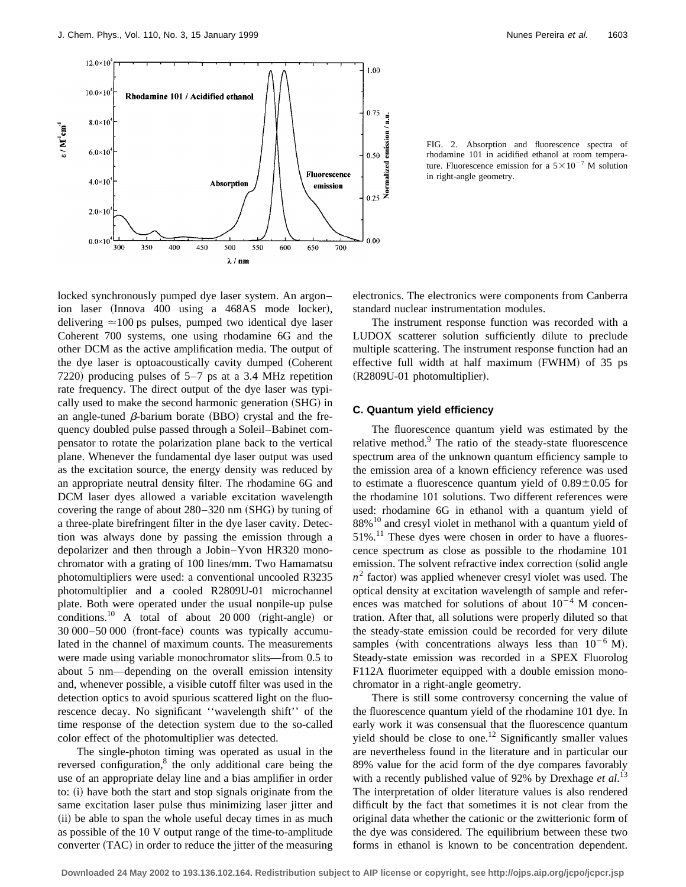12.0×10⁴
10.0×10⁴
8.0×10⁴
6.0×10⁴
4.0×10⁴
2.0×10⁴
0.0×10⁴
ε / M⁻¹cm⁻¹
Rhodamine 101 / Acidified ethanol
Absorption
Fluorescence emission
1.00
0.75
0.50
0.25
0.00
Normalized emission / a.u.
300 350 400 450 500 550 600 650 700
λ / nm

FIG. 2. Absorption and fluorescence spectra of rhodamine 101 in acidified ethanol at room temperature. Fluorescence emission for a $5\times10^{-7}$ M solution in right-angle geometry.

locked synchronously pumped dye laser system. An argon–ion laser (Innova 400 using a 468AS mode locker), delivering ≃100 ps pulses, pumped two identical dye laser Coherent 700 systems, one using rhodamine 6G and the other DCM as the active amplification media. The output of the dye laser is optoacoustically cavity dumped (Coherent 7220) producing pulses of 5–7 ps at a 3.4 MHz repetition rate frequency. The direct output of the dye laser was typically used to make the second harmonic generation (SHG) in an angle-tuned $\beta$-barium borate (BBO) crystal and the frequency doubled pulse passed through a Soleil–Babinet compensator to rotate the polarization plane back to the vertical plane. Whenever the fundamental dye laser output was used as the excitation source, the energy density was reduced by an appropriate neutral density filter. The rhodamine 6G and DCM laser dyes allowed a variable excitation wavelength covering the range of about 280–320 nm (SHG) by tuning of a three-plate birefringent filter in the dye laser cavity. Detection was always done by passing the emission through a depolarizer and then through a Jobin–Yvon HR320 monochromator with a grating of 100 lines/mm. Two Hamamatsu photomultipliers were used: a conventional uncooled R3235 photomultiplier and a cooled R2809U-01 microchannel plate. Both were operated under the usual nonpile-up pulse conditions.[10] A total of about 20 000 (right-angle) or 30 000–50 000 (front-face) counts was typically accumulated in the channel of maximum counts. The measurements were made using variable monochromator slits—from 0.5 to about 5 nm—depending on the overall emission intensity and, whenever possible, a visible cutoff filter was used in the detection optics to avoid spurious scattered light on the fluorescence decay. No significant ''wavelength shift'' of the time response of the detection system due to the so-called color effect of the photomultiplier was detected.

The single-photon timing was operated as usual in the reversed configuration,[8] the only additional care being the use of an appropriate delay line and a bias amplifier in order to: (i) have both the start and stop signals originate from the same excitation laser pulse thus minimizing laser jitter and (ii) be able to span the whole useful decay times in as much as possible of the 10 V output range of the time-to-amplitude converter (TAC) in order to reduce the jitter of the measuring electronics. The electronics were components from Canberra standard nuclear instrumentation modules.

The instrument response function was recorded with a LUDOX scatterer solution sufficiently dilute to preclude multiple scattering. The instrument response function had an effective full width at half maximum (FWHM) of 35 ps (R2809U-01 photomultiplier).

### C. Quantum yield efficiency

The fluorescence quantum yield was estimated by the relative method.[9] The ratio of the steady-state fluorescence spectrum area of the unknown quantum efficiency sample to the emission area of a known efficiency reference was used to estimate a fluorescence quantum yield of $0.89\pm0.05$ for the rhodamine 101 solutions. Two different references were used: rhodamine 6G in ethanol with a quantum yield of 88%[10] and cresyl violet in methanol with a quantum yield of 51%.[11] These dyes were chosen in order to have a fluorescence spectrum as close as possible to the rhodamine 101 emission. The solvent refractive index correction (solid angle $n^2$ factor) was applied whenever cresyl violet was used. The optical density at excitation wavelength of sample and references was matched for solutions of about $10^{-4}$ M concentration. After that, all solutions were properly diluted so that the steady-state emission could be recorded for very dilute samples (with concentrations always less than $10^{-6}$ M). Steady-state emission was recorded in a SPEX Fluorolog F112A fluorimeter equipped with a double emission monochromator in a right-angle geometry.

There is still some controversy concerning the value of the fluorescence quantum yield of the rhodamine 101 dye. In early work it was consensual that the fluorescence quantum yield should be close to one.[12] Significantly smaller values are nevertheless found in the literature and in particular our 89% value for the acid form of the dye compares favorably with a recently published value of 92% by Drexhage *et al.*[13] The interpretation of older literature values is also rendered difficult by the fact that sometimes it is not clear from the original data whether the cationic or the zwitterionic form of the dye was considered. The equilibrium between these two forms in ethanol is known to be concentration dependent.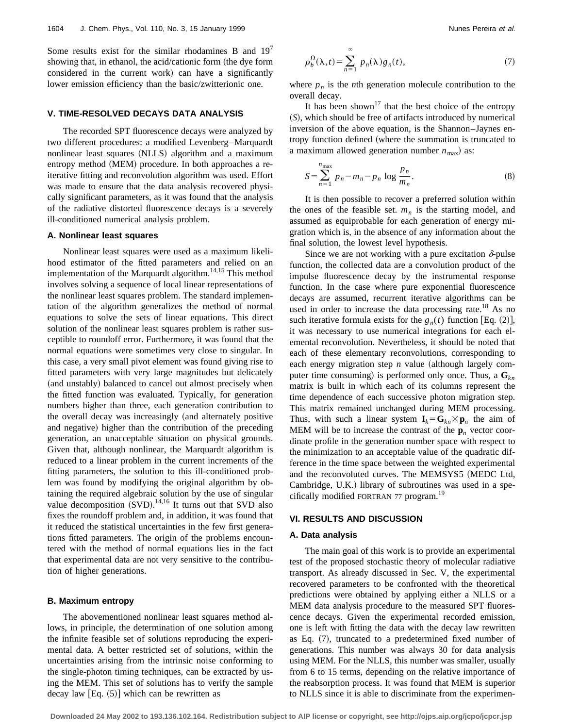Some results exist for the similar rhodamines B and 19[7] showing that, in ethanol, the acid/cationic form (the dye form considered in the current work) can have a significantly lower emission efficiency than the basic/zwitterionic one.

## V. TIME-RESOLVED DECAYS DATA ANALYSIS

The recorded SPT fluorescence decays were analyzed by two different procedures: a modified Levenberg–Marquardt nonlinear least squares (NLLS) algorithm and a maximum entropy method (MEM) procedure. In both approaches a reiterative fitting and reconvolution algorithm was used. Effort was made to ensure that the data analysis recovered physically significant parameters, as it was found that the analysis of the radiative distorted fluorescence decays is a severely ill-conditioned numerical analysis problem.

### A. Nonlinear least squares

Nonlinear least squares were used as a maximum likelihood estimator of the fitted parameters and relied on an implementation of the Marquardt algorithm.[14,15] This method involves solving a sequence of local linear representations of the nonlinear least squares problem. The standard implementation of the algorithm generalizes the method of normal equations to solve the sets of linear equations. This direct solution of the nonlinear least squares problem is rather susceptible to roundoff error. Furthermore, it was found that the normal equations were sometimes very close to singular. In this case, a very small pivot element was found giving rise to fitted parameters with very large magnitudes but delicately (and unstably) balanced to cancel out almost precisely when the fitted function was evaluated. Typically, for generation numbers higher than three, each generation contribution to the overall decay was increasingly (and alternately positive and negative) higher than the contribution of the preceding generation, an unacceptable situation on physical grounds. Given that, although nonlinear, the Marquardt algorithm is reduced to a linear problem in the current increments of the fitting parameters, the solution to this ill-conditioned problem was found by modifying the original algorithm by obtaining the required algebraic solution by the use of singular value decomposition (SVD).[14,16] It turns out that SVD also fixes the roundoff problem and, in addition, it was found that it reduced the statistical uncertainties in the few first generations fitted parameters. The origin of the problems encountered with the method of normal equations lies in the fact that experimental data are not very sensitive to the contribution of higher generations.

### B. Maximum entropy

The abovementioned nonlinear least squares method allows, in principle, the determination of one solution among the infinite feasible set of solutions reproducing the experimental data. A better restricted set of solutions, within the uncertainties arising from the intrinsic noise conforming to the single-photon timing techniques, can be extracted by using the MEM. This set of solutions has to verify the sample decay law [Eq. (5)] which can be rewritten as

$$\rho_b^{\Omega}(\lambda,t)=\sum_{n=1}^{\infty} p_n(\lambda) g_n(t), \tag{7}$$

where $p_n$ is the $n$th generation molecule contribution to the overall decay.

It has been shown[17] that the best choice of the entropy ($S$), which should be free of artifacts introduced by numerical inversion of the above equation, is the Shannon–Jaynes entropy function defined (where the summation is truncated to a maximum allowed generation number $n_{\max}$) as:

$$S=\sum_{n=1}^{n_{\max}} p_n - m_n - p_n \log \frac{p_n}{m_n}. \tag{8}$$

It is then possible to recover a preferred solution within the ones of the feasible set. $m_n$ is the starting model, and assumed as equiprobable for each generation of energy migration which is, in the absence of any information about the final solution, the lowest level hypothesis.

Since we are not working with a pure excitation $\delta$-pulse function, the collected data are a convolution product of the impulse fluorescence decay by the instrumental response function. In the case where pure exponential fluorescence decays are assumed, recurrent iterative algorithms can be used in order to increase the data processing rate.[18] As no such iterative formula exists for the $g_n(t)$ function [Eq. (2)], it was necessary to use numerical integrations for each elemental reconvolution. Nevertheless, it should be noted that each of these elementary reconvolutions, corresponding to each energy migration step $n$ value (although largely computer time consuming) is performed only once. Thus, a $\mathbf{G}_{kn}$ matrix is built in which each of its columns represent the time dependence of each successive photon migration step. This matrix remained unchanged during MEM processing. Thus, with such a linear system $\mathbf{I}_k=\mathbf{G}_{kn}\times\mathbf{p}_n$ the aim of MEM will be to increase the contrast of the $\mathbf{p}_n$ vector coordinate profile in the generation number space with respect to the minimization to an acceptable value of the quadratic difference in the time space between the weighted experimental and the reconvoluted curves. The MEMSYS5 (MEDC Ltd, Cambridge, U.K.) library of subroutines was used in a specifically modified FORTRAN 77 program.[19]

## VI. RESULTS AND DISCUSSION

### A. Data analysis

The main goal of this work is to provide an experimental test of the proposed stochastic theory of molecular radiative transport. As already discussed in Sec. V, the experimental recovered parameters to be confronted with the theoretical predictions were obtained by applying either a NLLS or a MEM data analysis procedure to the measured SPT fluorescence decays. Given the experimental recorded emission, one is left with fitting the data with the decay law rewritten as Eq. (7), truncated to a predetermined fixed number of generations. This number was always 30 for data analysis using MEM. For the NLLS, this number was smaller, usually from 6 to 15 terms, depending on the relative importance of the reabsorption process. It was found that MEM is superior to NLLS since it is able to discriminate from the experimen-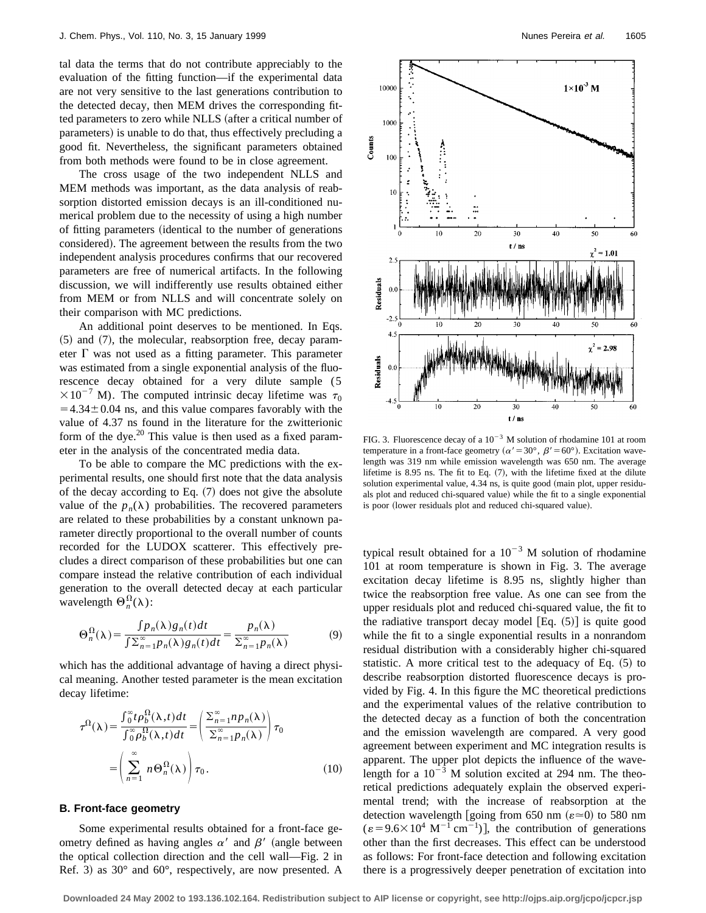tal data the terms that do not contribute appreciably to the evaluation of the fitting function—if the experimental data are not very sensitive to the last generations contribution to the detected decay, then MEM drives the corresponding fitted parameters to zero while NLLS (after a critical number of parameters) is unable to do that, thus effectively precluding a good fit. Nevertheless, the significant parameters obtained from both methods were found to be in close agreement.

The cross usage of the two independent NLLS and MEM methods was important, as the data analysis of reabsorption distorted emission decays is an ill-conditioned numerical problem due to the necessity of using a high number of fitting parameters (identical to the number of generations considered). The agreement between the results from the two independent analysis procedures confirms that our recovered parameters are free of numerical artifacts. In the following discussion, we will indifferently use results obtained either from MEM or from NLLS and will concentrate solely on their comparison with MC predictions.

An additional point deserves to be mentioned. In Eqs. (5) and (7), the molecular, reabsorption free, decay parameter $\Gamma$ was not used as a fitting parameter. This parameter was estimated from a single exponential analysis of the fluorescence decay obtained for a very dilute sample ($5\times10^{-7}$ M). The computed intrinsic decay lifetime was $\tau_0 = 4.34\pm0.04$ ns, and this value compares favorably with the value of 4.37 ns found in the literature for the zwitterionic form of the dye.[20] This value is then used as a fixed parameter in the analysis of the concentrated media data.

To be able to compare the MC predictions with the experimental results, one should first note that the data analysis of the decay according to Eq. (7) does not give the absolute value of the $p_n(\lambda)$ probabilities. The recovered parameters are related to these probabilities by a constant unknown parameter directly proportional to the overall number of counts recorded for the LUDOX scatterer. This effectively precludes a direct comparison of these probabilities but one can compare instead the relative contribution of each individual generation to the overall detected decay at each particular wavelength $\Theta_n^{\Omega}(\lambda)$:

$$\Theta_n^{\Omega}(\lambda)=\frac{\int p_n(\lambda)g_n(t)dt}{\int\sum_{n=1}^{\infty}p_n(\lambda)g_n(t)dt}=\frac{p_n(\lambda)}{\sum_{n=1}^{\infty}p_n(\lambda)} \tag{9}$$

which has the additional advantage of having a direct physical meaning. Another tested parameter is the mean excitation decay lifetime:

$$\tau^{\Omega}(\lambda)=\frac{\int_0^{\infty}t\rho_b^{\Omega}(\lambda,t)dt}{\int_0^{\infty}\rho_b^{\Omega}(\lambda,t)dt}=\left(\frac{\sum_{n=1}^{\infty}np_n(\lambda)}{\sum_{n=1}^{\infty}p_n(\lambda)}\right)\tau_0 = \left(\sum_{n=1}^{\infty}n\Theta_n^{\Omega}(\lambda)\right)\tau_0. \tag{10}$$

### B. Front-face geometry

Some experimental results obtained for a front-face geometry defined as having angles $\alpha'$ and $\beta'$ (angle between the optical collection direction and the cell wall—Fig. 2 in Ref. 3) as 30° and 60°, respectively, are now presented. A typical result obtained for a $10^{-3}$ M solution of rhodamine 101 at room temperature is shown in Fig. 3. The average excitation decay lifetime is 8.95 ns, slightly higher than twice the reabsorption free value. As one can see from the upper residuals plot and reduced chi-squared value, the fit to the radiative transport decay model [Eq. (5)] is quite good while the fit to a single exponential results in a nonrandom residual distribution with a considerably higher chi-squared statistic. A more critical test to the adequacy of Eq. (5) to describe reabsorption distorted fluorescence decays is provided by Fig. 4. In this figure the MC theoretical predictions and the experimental values of the relative contribution to the detected decay as a function of both the concentration and the emission wavelength are compared. A very good agreement between experiment and MC integration results is apparent. The upper plot depicts the influence of the wavelength for a $10^{-3}$ M solution excited at 294 nm. The theoretical predictions adequately explain the observed experimental trend; with the increase of reabsorption at the detection wavelength [going from 650 nm ($\varepsilon\approx0$) to 580 nm ($\varepsilon=9.6\times10^4$ M$^{-1}$ cm$^{-1}$)], the contribution of generations other than the first decreases. This effect can be understood as follows: For front-face detection and following excitation there is a progressively deeper penetration of excitation into

1×10⁻³ M
Counts
t / ns
Residuals
χ² = 1.01
Residuals
χ² = 2.98
t / ns

FIG. 3. Fluorescence decay of a $10^{-3}$ M solution of rhodamine 101 at room temperature in a front-face geometry ($\alpha'=30°$, $\beta'=60°$). Excitation wavelength was 319 nm while emission wavelength was 650 nm. The average lifetime is 8.95 ns. The fit to Eq. (7), with the lifetime fixed at the dilute solution experimental value, 4.34 ns, is quite good (main plot, upper residuals plot and reduced chi-squared value) while the fit to a single exponential is poor (lower residuals plot and reduced chi-squared value).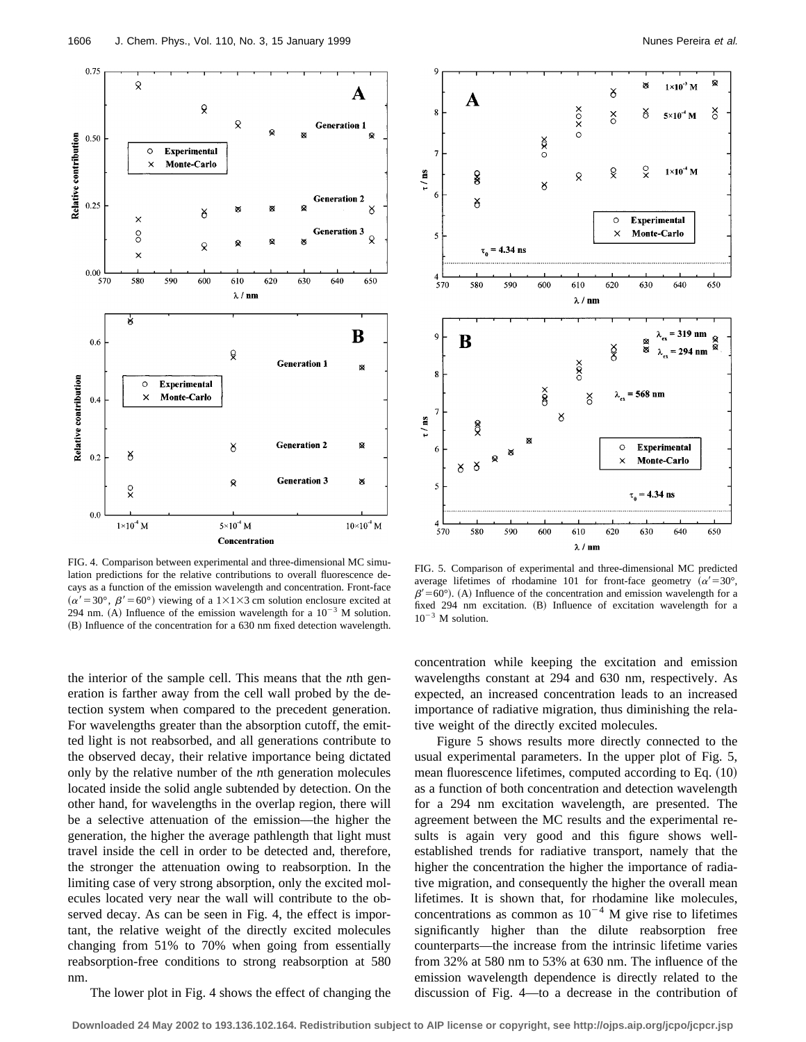0.75
A
Generation 1
Relative contribution
0.50
○ Experimental
× Monte-Carlo
Generation 2
0.25
Generation 3
0.00
570 580 590 600 610 620 630 640 650
λ / nm

B
0.6
Generation 1
○ Experimental
× Monte-Carlo
Relative contribution
0.4
Generation 2
0.2
Generation 3
0.0
$1\times10^{-4}$ M
$5\times10^{-4}$ M
$10\times10^{-4}$ M
Concentration

FIG. 4. Comparison between experimental and three-dimensional MC simulation predictions for the relative contributions to overall fluorescence decays as a function of the emission wavelength and concentration. Front-face ($\alpha'=30°$, $\beta'=60°$) viewing of a $1\times1\times3$ cm solution enclosure excited at 294 nm. (A) Influence of the emission wavelength for a $10^{-3}$ M solution. (B) Influence of the concentration for a 630 nm fixed detection wavelength.

9
A
$1\times10^{-3}$ M
8
$5\times10^{-4}$ M
7
τ / ns
$1\times10^{-4}$ M
6
○ Experimental
× Monte-Carlo
5
$\tau_0$ = 4.34 ns
4
570 580 590 600 610 620 630 640 650
λ / nm

B
9
$\lambda_{ex}$ = 319 nm
$\lambda_{ex}$ = 294 nm
8
$\lambda_{ex}$ = 568 nm
τ / ns
7
○ Experimental
× Monte-Carlo
6
5
$\tau_0$ = 4.34 ns
4
570 580 590 600 610 620 630 640 650
λ / nm

FIG. 5. Comparison of experimental and three-dimensional MC predicted average lifetimes of rhodamine 101 for front-face geometry ($\alpha'=30°$, $\beta'=60°$). (A) Influence of the concentration and emission wavelength for a fixed 294 nm excitation. (B) Influence of excitation wavelength for a $10^{-3}$ M solution.

the interior of the sample cell. This means that the *n*th generation is farther away from the cell wall probed by the detection system when compared to the precedent generation. For wavelengths greater than the absorption cutoff, the emitted light is not reabsorbed, and all generations contribute to the observed decay, their relative importance being dictated only by the relative number of the *n*th generation molecules located inside the solid angle subtended by detection. On the other hand, for wavelengths in the overlap region, there will be a selective attenuation of the emission—the higher the generation, the higher the average pathlength that light must travel inside the cell in order to be detected and, therefore, the stronger the attenuation owing to reabsorption. In the limiting case of very strong absorption, only the excited molecules located very near the wall will contribute to the observed decay. As can be seen in Fig. 4, the effect is important, the relative weight of the directly excited molecules changing from 51% to 70% when going from essentially reabsorption-free conditions to strong reabsorption at 580 nm.

The lower plot in Fig. 4 shows the effect of changing the concentration while keeping the excitation and emission wavelengths constant at 294 and 630 nm, respectively. As expected, an increased concentration leads to an increased importance of radiative migration, thus diminishing the relative weight of the directly excited molecules.

Figure 5 shows results more directly connected to the usual experimental parameters. In the upper plot of Fig. 5, mean fluorescence lifetimes, computed according to Eq. (10) as a function of both concentration and detection wavelength for a 294 nm excitation wavelength, are presented. The agreement between the MC results and the experimental results is again very good and this figure shows well-established trends for radiative transport, namely that the higher the concentration the higher the importance of radiative migration, and consequently the higher the overall mean lifetimes. It is shown that, for rhodamine like molecules, concentrations as common as $10^{-4}$ M give rise to lifetimes significantly higher than the dilute reabsorption free counterparts—the increase from the intrinsic lifetime varies from 32% at 580 nm to 53% at 630 nm. The influence of the emission wavelength dependence is directly related to the discussion of Fig. 4—to a decrease in the contribution of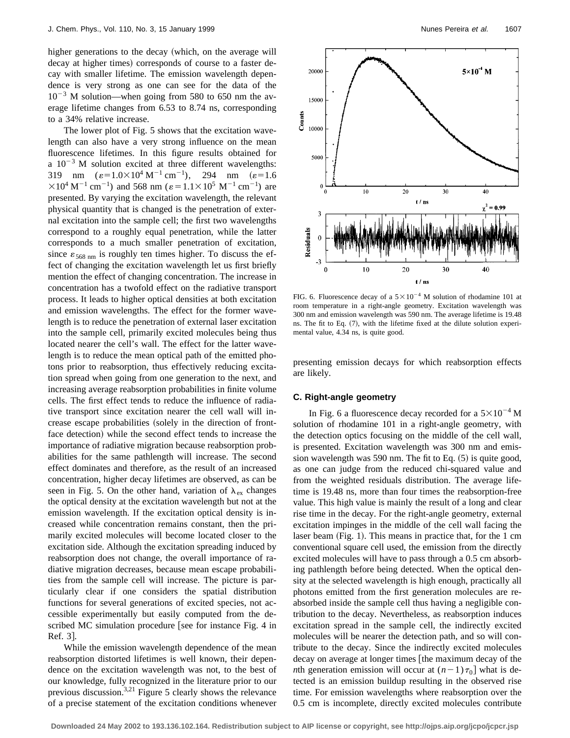higher generations to the decay (which, on the average will decay at higher times) corresponds of course to a faster decay with smaller lifetime. The emission wavelength dependence is very strong as one can see for the data of the $10^{-3}$ M solution—when going from 580 to 650 nm the average lifetime changes from 6.53 to 8.74 ns, corresponding to a 34% relative increase.

The lower plot of Fig. 5 shows that the excitation wavelength can also have a very strong influence on the mean fluorescence lifetimes. In this figure results obtained for a $10^{-3}$ M solution excited at three different wavelengths: 319 nm ($\varepsilon = 1.0 \times 10^4\ \mathrm{M^{-1}\,cm^{-1}}$), 294 nm ($\varepsilon = 1.6 \times 10^4\ \mathrm{M^{-1}\,cm^{-1}}$) and 568 nm ($\varepsilon = 1.1 \times 10^5\ \mathrm{M^{-1}\,cm^{-1}}$) are presented. By varying the excitation wavelength, the relevant physical quantity that is changed is the penetration of external excitation into the sample cell; the first two wavelengths correspond to a roughly equal penetration, while the latter corresponds to a much smaller penetration of excitation, since $\varepsilon_{568\ \mathrm{nm}}$ is roughly ten times higher. To discuss the effect of changing the excitation wavelength let us first briefly mention the effect of changing concentration. The increase in concentration has a twofold effect on the radiative transport process. It leads to higher optical densities at both excitation and emission wavelengths. The effect for the former wavelength is to reduce the penetration of external laser excitation into the sample cell, primarily excited molecules being thus located nearer the cell's wall. The effect for the latter wavelength is to reduce the mean optical path of the emitted photons prior to reabsorption, thus effectively reducing excitation spread when going from one generation to the next, and increasing average reabsorption probabilities in finite volume cells. The first effect tends to reduce the influence of radiative transport since excitation nearer the cell wall will increase escape probabilities (solely in the direction of front-face detection) while the second effect tends to increase the importance of radiative migration because reabsorption probabilities for the same pathlength will increase. The second effect dominates and therefore, as the result of an increased concentration, higher decay lifetimes are observed, as can be seen in Fig. 5. On the other hand, variation of $\lambda_{\mathrm{ex}}$ changes the optical density at the excitation wavelength but not at the emission wavelength. If the excitation optical density is increased while concentration remains constant, then the primarily excited molecules will become located closer to the excitation side. Although the excitation spreading induced by reabsorption does not change, the overall importance of radiative migration decreases, because mean escape probabilities from the sample cell will increase. The picture is particularly clear if one considers the spatial distribution functions for several generations of excited species, not accessible experimentally but easily computed from the described MC simulation procedure [see for instance Fig. 4 in Ref. 3].

While the emission wavelength dependence of the mean reabsorption distorted lifetimes is well known, their dependence on the excitation wavelength was not, to the best of our knowledge, fully recognized in the literature prior to our previous discussion.[3,21] Figure 5 clearly shows the relevance of a precise statement of the excitation conditions whenever presenting emission decays for which reabsorption effects are likely.

FIG. 6. Fluorescence decay of a $5 \times 10^{-4}$ M solution of rhodamine 101 at room temperature in a right-angle geometry. Excitation wavelength was 300 nm and emission wavelength was 590 nm. The average lifetime is 19.48 ns. The fit to Eq. (7), with the lifetime fixed at the dilute solution experimental value, 4.34 ns, is quite good.

### C. Right-angle geometry

In Fig. 6 a fluorescence decay recorded for a $5 \times 10^{-4}$ M solution of rhodamine 101 in a right-angle geometry, with the detection optics focusing on the middle of the cell wall, is presented. Excitation wavelength was 300 nm and emission wavelength was 590 nm. The fit to Eq. (5) is quite good, as one can judge from the reduced chi-squared value and from the weighted residuals distribution. The average lifetime is 19.48 ns, more than four times the reabsorption-free value. This high value is mainly the result of a long and clear rise time in the decay. For the right-angle geometry, external excitation impinges in the middle of the cell wall facing the laser beam (Fig. 1). This means in practice that, for the 1 cm conventional square cell used, the emission from the directly excited molecules will have to pass through a 0.5 cm absorbing pathlength before being detected. When the optical density at the selected wavelength is high enough, practically all photons emitted from the first generation molecules are reabsorbed inside the sample cell thus having a negligible contribution to the decay. Nevertheless, as reabsorption induces excitation spread in the sample cell, the indirectly excited molecules will be nearer the detection path, and so will contribute to the decay. Since the indirectly excited molecules decay on average at longer times [the maximum decay of the $n$th generation emission will occur at $(n-1)\tau_0$] what is detected is an emission buildup resulting in the observed rise time. For emission wavelengths where reabsorption over the 0.5 cm is incomplete, directly excited molecules contribute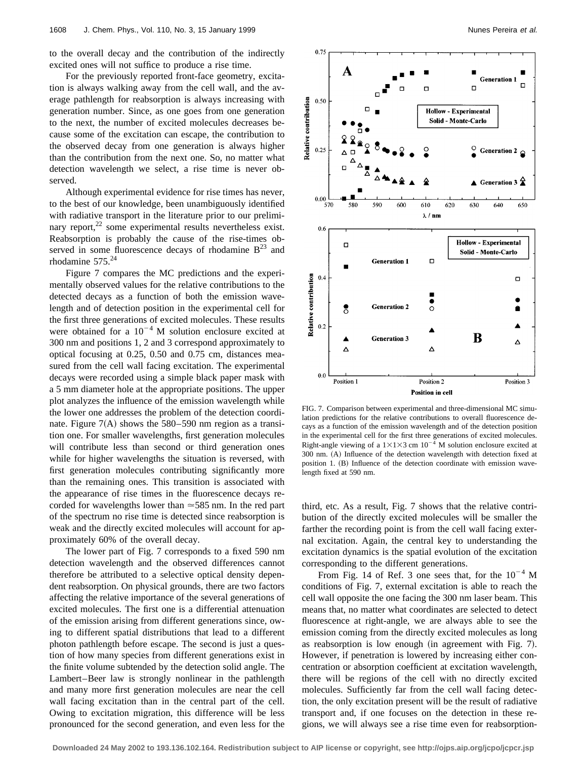to the overall decay and the contribution of the indirectly excited ones will not suffice to produce a rise time.

For the previously reported front-face geometry, excitation is always walking away from the cell wall, and the average pathlength for reabsorption is always increasing with generation number. Since, as one goes from one generation to the next, the number of excited molecules decreases because some of the excitation can escape, the contribution to the observed decay from one generation is always higher than the contribution from the next one. So, no matter what detection wavelength we select, a rise time is never observed.

Although experimental evidence for rise times has never, to the best of our knowledge, been unambiguously identified with radiative transport in the literature prior to our preliminary report,[22] some experimental results nevertheless exist. Reabsorption is probably the cause of the rise-times observed in some fluorescence decays of rhodamine B[23] and rhodamine 575.[24]

Figure 7 compares the MC predictions and the experimentally observed values for the relative contributions to the detected decays as a function of both the emission wavelength and of detection position in the experimental cell for the first three generations of excited molecules. These results were obtained for a $10^{-4}$ M solution enclosure excited at 300 nm and positions 1, 2 and 3 correspond approximately to optical focusing at 0.25, 0.50 and 0.75 cm, distances measured from the cell wall facing excitation. The experimental decays were recorded using a simple black paper mask with a 5 mm diameter hole at the appropriate positions. The upper plot analyzes the influence of the emission wavelength while the lower one addresses the problem of the detection coordinate. Figure 7(A) shows the 580–590 nm region as a transition one. For smaller wavelengths, first generation molecules will contribute less than second or third generation ones while for higher wavelengths the situation is reversed, with first generation molecules contributing significantly more than the remaining ones. This transition is associated with the appearance of rise times in the fluorescence decays recorded for wavelengths lower than ≈585 nm. In the red part of the spectrum no rise time is detected since reabsorption is weak and the directly excited molecules will account for approximately 60% of the overall decay.

The lower part of Fig. 7 corresponds to a fixed 590 nm detection wavelength and the observed differences cannot therefore be attributed to a selective optical density dependent reabsorption. On physical grounds, there are two factors affecting the relative importance of the several generations of excited molecules. The first one is a differential attenuation of the emission arising from different generations since, owing to different spatial distributions that lead to a different photon pathlength before escape. The second is just a question of how many species from different generations exist in the finite volume subtended by the detection solid angle. The Lambert–Beer law is strongly nonlinear in the pathlength and many more first generation molecules are near the cell wall facing excitation than in the central part of the cell. Owing to excitation migration, this difference will be less pronounced for the second generation, and even less for the third, etc. As a result, Fig. 7 shows that the relative contribution of the directly excited molecules will be smaller the farther the recording point is from the cell wall facing external excitation. Again, the central key to understanding the excitation dynamics is the spatial evolution of the excitation corresponding to the different generations.

A

Relative contribution

0.75
0.50
0.25
0.00

570 580 590 600 610 620 630 640 650

λ / nm

Hollow - Experimental
Solid - Monte-Carlo

Generation 1
Generation 2
Generation 3

B

Relative contribution

0.6
0.4
0.2
0.0

Position 1 Position 2 Position 3

Position in cell

Hollow - Experimental
Solid - Monte-Carlo

Generation 1
Generation 2
Generation 3

FIG. 7. Comparison between experimental and three-dimensional MC simulation predictions for the relative contributions to overall fluorescence decays as a function of the emission wavelength and of the detection position in the experimental cell for the first three generations of excited molecules. Right-angle viewing of a $1\times1\times3$ cm $10^{-4}$ M solution enclosure excited at 300 nm. (A) Influence of the detection wavelength with detection fixed at position 1. (B) Influence of the detection coordinate with emission wavelength fixed at 590 nm.

From Fig. 14 of Ref. 3 one sees that, for the $10^{-4}$ M conditions of Fig. 7, external excitation is able to reach the cell wall opposite the one facing the 300 nm laser beam. This means that, no matter what coordinates are selected to detect fluorescence at right-angle, we are always able to see the emission coming from the directly excited molecules as long as reabsorption is low enough (in agreement with Fig. 7). However, if penetration is lowered by increasing either concentration or absorption coefficient at excitation wavelength, there will be regions of the cell with no directly excited molecules. Sufficiently far from the cell wall facing detection, the only excitation present will be the result of radiative transport and, if one focuses on the detection in these regions, we will always see a rise time even for reabsorption-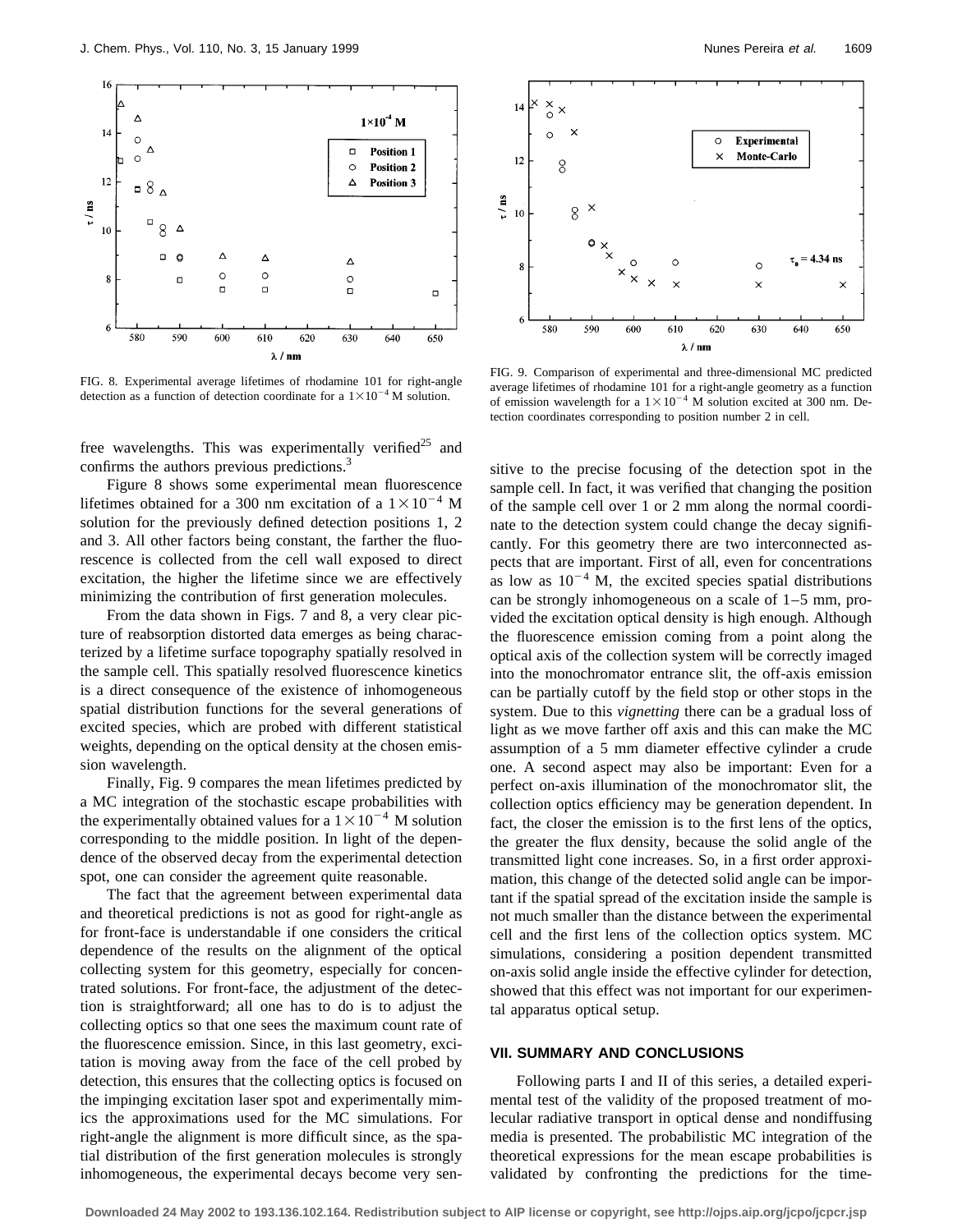16

14

12

τ / ns

10

8

6

580 590 600 610 620 630 640 650

λ / nm

$1\times10^{-4}$ M

Position 1

Position 2

Position 3

FIG. 8. Experimental average lifetimes of rhodamine 101 for right-angle detection as a function of detection coordinate for a $1\times10^{-4}$ M solution.

14

12

τ / ns

10

8

6

580 590 600 610 620 630 640 650

λ / nm

Experimental

Monte-Carlo

$\tau_0$ = 4.34 ns

FIG. 9. Comparison of experimental and three-dimensional MC predicted average lifetimes of rhodamine 101 for a right-angle geometry as a function of emission wavelength for a $1\times10^{-4}$ M solution excited at 300 nm. Detection coordinates corresponding to position number 2 in cell.

free wavelengths. This was experimentally verified[25] and confirms the authors previous predictions.[3]

Figure 8 shows some experimental mean fluorescence lifetimes obtained for a 300 nm excitation of a $1\times10^{-4}$ M solution for the previously defined detection positions 1, 2 and 3. All other factors being constant, the farther the fluorescence is collected from the cell wall exposed to direct excitation, the higher the lifetime since we are effectively minimizing the contribution of first generation molecules.

From the data shown in Figs. 7 and 8, a very clear picture of reabsorption distorted data emerges as being characterized by a lifetime surface topography spatially resolved in the sample cell. This spatially resolved fluorescence kinetics is a direct consequence of the existence of inhomogeneous spatial distribution functions for the several generations of excited species, which are probed with different statistical weights, depending on the optical density at the chosen emission wavelength.

Finally, Fig. 9 compares the mean lifetimes predicted by a MC integration of the stochastic escape probabilities with the experimentally obtained values for a $1\times10^{-4}$ M solution corresponding to the middle position. In light of the dependence of the observed decay from the experimental detection spot, one can consider the agreement quite reasonable.

The fact that the agreement between experimental data and theoretical predictions is not as good for right-angle as for front-face is understandable if one considers the critical dependence of the results on the alignment of the optical collecting system for this geometry, especially for concentrated solutions. For front-face, the adjustment of the detection is straightforward; all one has to do is to adjust the collecting optics so that one sees the maximum count rate of the fluorescence emission. Since, in this last geometry, excitation is moving away from the face of the cell probed by detection, this ensures that the collecting optics is focused on the impinging excitation laser spot and experimentally mimics the approximations used for the MC simulations. For right-angle the alignment is more difficult since, as the spatial distribution of the first generation molecules is strongly inhomogeneous, the experimental decays become very sensitive to the precise focusing of the detection spot in the sample cell. In fact, it was verified that changing the position of the sample cell over 1 or 2 mm along the normal coordinate to the detection system could change the decay significantly. For this geometry there are two interconnected aspects that are important. First of all, even for concentrations as low as $10^{-4}$ M, the excited species spatial distributions can be strongly inhomogeneous on a scale of 1–5 mm, provided the excitation optical density is high enough. Although the fluorescence emission coming from a point along the optical axis of the collection system will be correctly imaged into the monochromator entrance slit, the off-axis emission can be partially cutoff by the field stop or other stops in the system. Due to this *vignetting* there can be a gradual loss of light as we move farther off axis and this can make the MC assumption of a 5 mm diameter effective cylinder a crude one. A second aspect may also be important: Even for a perfect on-axis illumination of the monochromator slit, the collection optics efficiency may be generation dependent. In fact, the closer the emission is to the first lens of the optics, the greater the flux density, because the solid angle of the transmitted light cone increases. So, in a first order approximation, this change of the detected solid angle can be important if the spatial spread of the excitation inside the sample is not much smaller than the distance between the experimental cell and the first lens of the collection optics system. MC simulations, considering a position dependent transmitted on-axis solid angle inside the effective cylinder for detection, showed that this effect was not important for our experimental apparatus optical setup.

## VII. SUMMARY AND CONCLUSIONS

Following parts I and II of this series, a detailed experimental test of the validity of the proposed treatment of molecular radiative transport in optical dense and nondiffusing media is presented. The probabilistic MC integration of the theoretical expressions for the mean escape probabilities is validated by confronting the predictions for the time-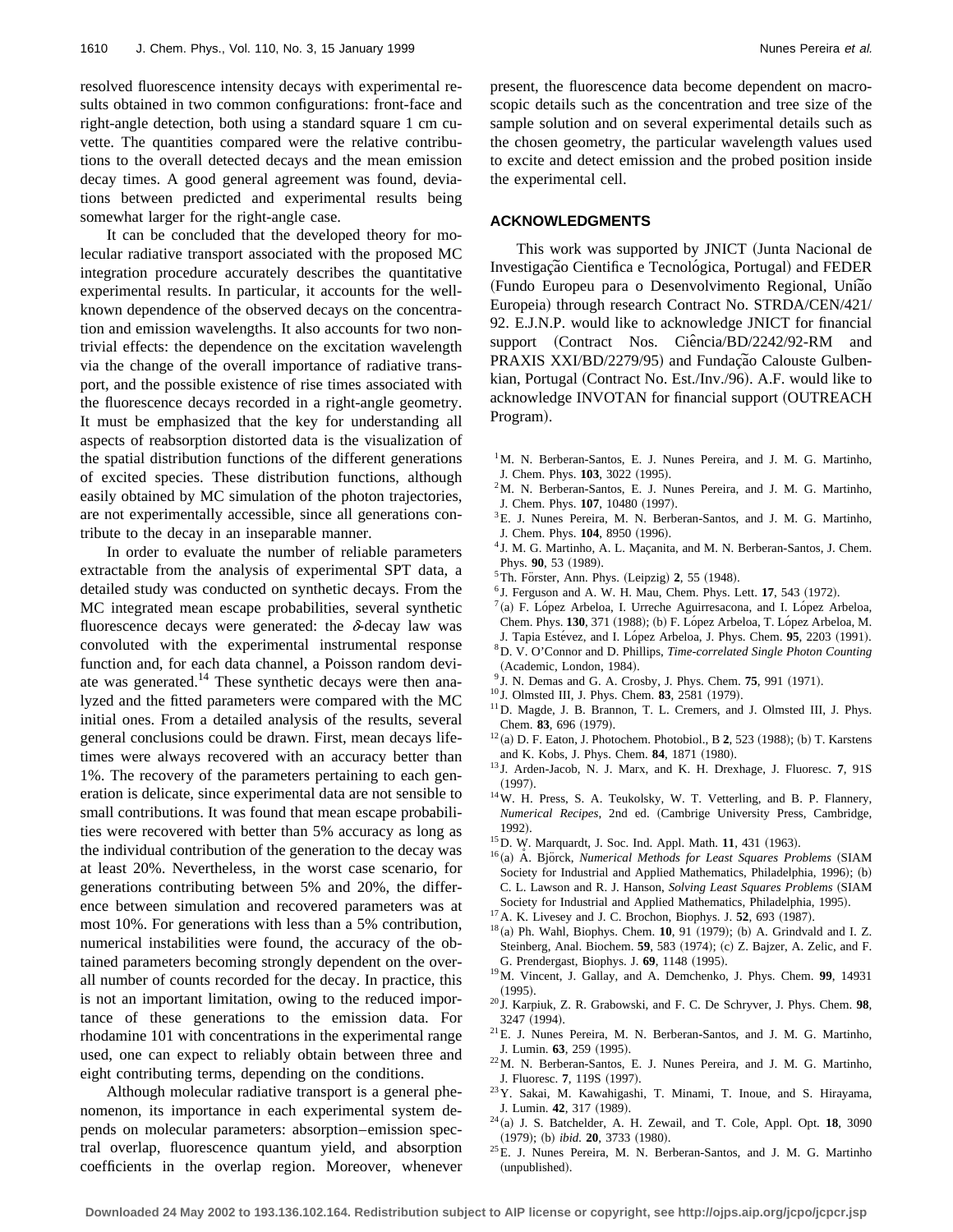resolved fluorescence intensity decays with experimental results obtained in two common configurations: front-face and right-angle detection, both using a standard square 1 cm cuvette. The quantities compared were the relative contributions to the overall detected decays and the mean emission decay times. A good general agreement was found, deviations between predicted and experimental results being somewhat larger for the right-angle case.

It can be concluded that the developed theory for molecular radiative transport associated with the proposed MC integration procedure accurately describes the quantitative experimental results. In particular, it accounts for the well-known dependence of the observed decays on the concentration and emission wavelengths. It also accounts for two nontrivial effects: the dependence on the excitation wavelength via the change of the overall importance of radiative transport, and the possible existence of rise times associated with the fluorescence decays recorded in a right-angle geometry. It must be emphasized that the key for understanding all aspects of reabsorption distorted data is the visualization of the spatial distribution functions of the different generations of excited species. These distribution functions, although easily obtained by MC simulation of the photon trajectories, are not experimentally accessible, since all generations contribute to the decay in an inseparable manner.

In order to evaluate the number of reliable parameters extractable from the analysis of experimental SPT data, a detailed study was conducted on synthetic decays. From the MC integrated mean escape probabilities, several synthetic fluorescence decays were generated: the $\delta$-decay law was convoluted with the experimental instrumental response function and, for each data channel, a Poisson random deviate was generated.[14] These synthetic decays were then analyzed and the fitted parameters were compared with the MC initial ones. From a detailed analysis of the results, several general conclusions could be drawn. First, mean decays lifetimes were always recovered with an accuracy better than 1%. The recovery of the parameters pertaining to each generation is delicate, since experimental data are not sensible to small contributions. It was found that mean escape probabilities were recovered with better than 5% accuracy as long as the individual contribution of the generation to the decay was at least 20%. Nevertheless, in the worst case scenario, for generations contributing between 5% and 20%, the difference between simulation and recovered parameters was at most 10%. For generations with less than a 5% contribution, numerical instabilities were found, the accuracy of the obtained parameters becoming strongly dependent on the overall number of counts recorded for the decay. In practice, this is not an important limitation, owing to the reduced importance of these generations to the emission data. For rhodamine 101 with concentrations in the experimental range used, one can expect to reliably obtain between three and eight contributing terms, depending on the conditions.

Although molecular radiative transport is a general phenomenon, its importance in each experimental system depends on molecular parameters: absorption–emission spectral overlap, fluorescence quantum yield, and absorption coefficients in the overlap region. Moreover, whenever present, the fluorescence data become dependent on macroscopic details such as the concentration and tree size of the sample solution and on several experimental details such as the chosen geometry, the particular wavelength values used to excite and detect emission and the probed position inside the experimental cell.

## ACKNOWLEDGMENTS

This work was supported by JNICT (Junta Nacional de Investigação Cientifica e Tecnológica, Portugal) and FEDER (Fundo Europeu para o Desenvolvimento Regional, União Europeia) through research Contract No. STRDA/CEN/421/92. E.J.N.P. would like to acknowledge JNICT for financial support (Contract Nos. Ciência/BD/2242/92-RM and PRAXIS XXI/BD/2279/95) and Fundação Calouste Gulbenkian, Portugal (Contract No. Est./Inv./96). A.F. would like to acknowledge INVOTAN for financial support (OUTREACH Program).

[1] M. N. Berberan-Santos, E. J. Nunes Pereira, and J. M. G. Martinho, J. Chem. Phys. **103**, 3022 (1995).

[2] M. N. Berberan-Santos, E. J. Nunes Pereira, and J. M. G. Martinho, J. Chem. Phys. **107**, 10480 (1997).

[3] E. J. Nunes Pereira, M. N. Berberan-Santos, and J. M. G. Martinho, J. Chem. Phys. **104**, 8950 (1996).

[4] J. M. G. Martinho, A. L. Maçanita, and M. N. Berberan-Santos, J. Chem. Phys. **90**, 53 (1989).

[5] Th. Förster, Ann. Phys. (Leipzig) **2**, 55 (1948).

[6] J. Ferguson and A. W. H. Mau, Chem. Phys. Lett. **17**, 543 (1972).

[7] (a) F. López Arbeloa, I. Urreche Aguirresacona, and I. López Arbeloa, Chem. Phys. **130**, 371 (1988); (b) F. López Arbeloa, T. López Arbeloa, M. J. Tapia Estévez, and I. López Arbeloa, J. Phys. Chem. **95**, 2203 (1991).

[8] D. V. O'Connor and D. Phillips, *Time-correlated Single Photon Counting* (Academic, London, 1984).

[9] J. N. Demas and G. A. Crosby, J. Phys. Chem. **75**, 991 (1971).

[10] J. Olmsted III, J. Phys. Chem. **83**, 2581 (1979).

[11] D. Magde, J. B. Brannon, T. L. Cremers, and J. Olmsted III, J. Phys. Chem. **83**, 696 (1979).

[12] (a) D. F. Eaton, J. Photochem. Photobiol., B **2**, 523 (1988); (b) T. Karstens and K. Kobs, J. Phys. Chem. **84**, 1871 (1980).

[13] J. Arden-Jacob, N. J. Marx, and K. H. Drexhage, J. Fluoresc. **7**, 91S (1997).

[14] W. H. Press, S. A. Teukolsky, W. T. Vetterling, and B. P. Flannery, *Numerical Recipes*, 2nd ed. (Cambrige University Press, Cambridge, 1992).

[15] D. W. Marquardt, J. Soc. Ind. Appl. Math. **11**, 431 (1963).

[16] (a) Å. Björck, *Numerical Methods for Least Squares Problems* (SIAM Society for Industrial and Applied Mathematics, Philadelphia, 1996); (b) C. L. Lawson and R. J. Hanson, *Solving Least Squares Problems* (SIAM Society for Industrial and Applied Mathematics, Philadelphia, 1995).

[17] A. K. Livesey and J. C. Brochon, Biophys. J. **52**, 693 (1987).

[18] (a) Ph. Wahl, Biophys. Chem. **10**, 91 (1979); (b) A. Grindvald and I. Z. Steinberg, Anal. Biochem. **59**, 583 (1974); (c) Z. Bajzer, A. Zelic, and F. G. Prendergast, Biophys. J. **69**, 1148 (1995).

[19] M. Vincent, J. Gallay, and A. Demchenko, J. Phys. Chem. **99**, 14931 (1995).

[20] J. Karpiuk, Z. R. Grabowski, and F. C. De Schryver, J. Phys. Chem. **98**, 3247 (1994).

[21] E. J. Nunes Pereira, M. N. Berberan-Santos, and J. M. G. Martinho, J. Lumin. **63**, 259 (1995).

[22] M. N. Berberan-Santos, E. J. Nunes Pereira, and J. M. G. Martinho, J. Fluoresc. **7**, 119S (1997).

[23] Y. Sakai, M. Kawahigashi, T. Minami, T. Inoue, and S. Hirayama, J. Lumin. **42**, 317 (1989).

[24] (a) J. S. Batchelder, A. H. Zewail, and T. Cole, Appl. Opt. **18**, 3090 (1979); (b) *ibid.* **20**, 3733 (1980).

[25] E. J. Nunes Pereira, M. N. Berberan-Santos, and J. M. G. Martinho (unpublished).